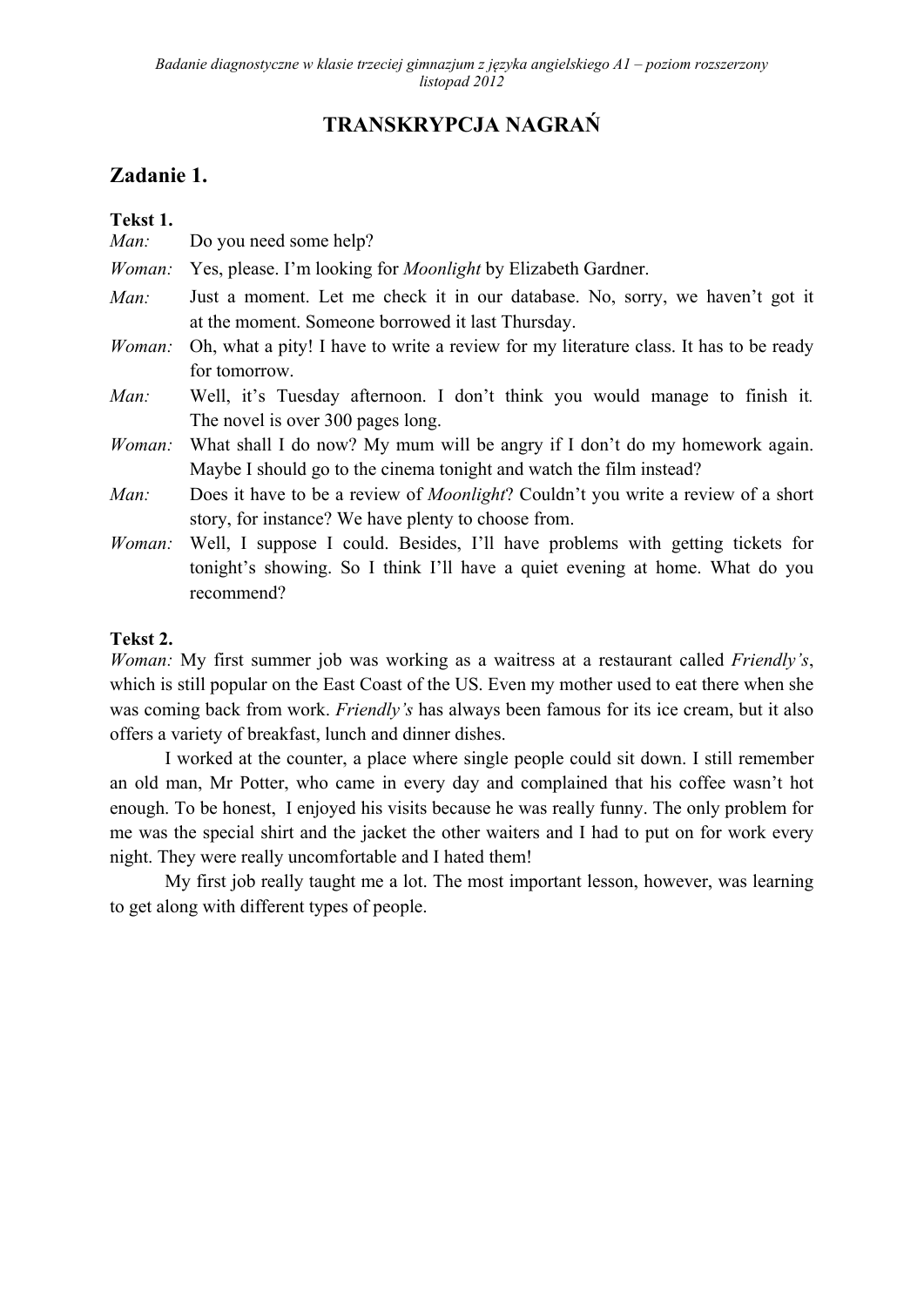# TRANSKRYPCJA NAGRAŃ

## Zadanie 1.

**Tekst 1.**

*Man:* Do you need some help?

*Woman:* Yes, please. I'm looking for *Moonlight* by Elizabeth Gardner.

*Man:* Just a moment. Let me check it in our database. No, sorry, we haven't got it at the moment. Someone borrowed it last Thursday.

*Woman:* Oh, what a pity! I have to write a review for my literature class. It has to be ready for tomorrow.

*Man:* Well, it's Tuesday afternoon. I don't think you would manage to finish it. The novel is over 300 pages long.

*Woman:* What shall I do now? My mum will be angry if I don't do my homework again. Maybe I should go to the cinema tonight and watch the film instead?

*Man:* Does it have to be a review of *Moonlight*? Couldn't you write a review of a short story, for instance? We have plenty to choose from.

*Woman:* Well, I suppose I could. Besides, I'll have problems with getting tickets for tonight's showing. So I think I'll have a quiet evening at home. What do you recommend?

**Tekst 2.**

*Woman:* My first summer job was working as a waitress at a restaurant called *Friendly's*, which is still popular on the East Coast of the US. Even my mother used to eat there when she was coming back from work. *Friendly's* has always been famous for its ice cream, but it also offers a variety of breakfast, lunch and dinner dishes.

I worked at the counter, a place where single people could sit down. I still remember an old man, Mr Potter, who came in every day and complained that his coffee wasn't hot enough. To be honest, I enjoyed his visits because he was really funny. The only problem for me was the special shirt and the jacket the other waiters and I had to put on for work every night. They were really uncomfortable and I hated them!

My first job really taught me a lot. The most important lesson, however, was learning to get along with different types of people.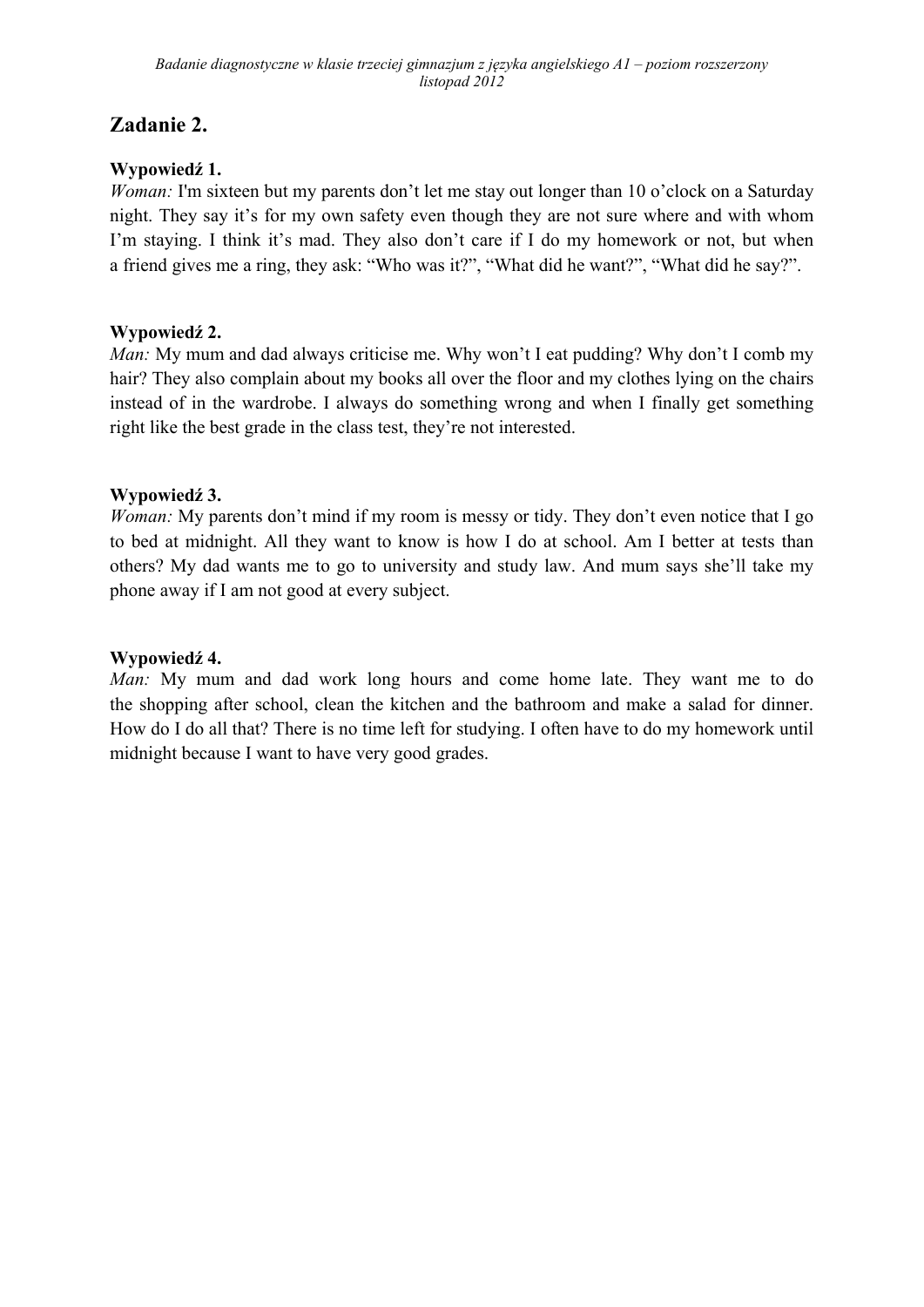## Zadanie 2.

**Wypowiedź 1.**
*Woman:* I'm sixteen but my parents don't let me stay out longer than 10 o'clock on a Saturday night. They say it's for my own safety even though they are not sure where and with whom I'm staying. I think it's mad. They also don't care if I do my homework or not, but when a friend gives me a ring, they ask: "Who was it?", "What did he want?", "What did he say?".

**Wypowiedź 2.**
*Man:* My mum and dad always criticise me. Why won't I eat pudding? Why don't I comb my hair? They also complain about my books all over the floor and my clothes lying on the chairs instead of in the wardrobe. I always do something wrong and when I finally get something right like the best grade in the class test, they're not interested.

**Wypowiedź 3.**
*Woman:* My parents don't mind if my room is messy or tidy. They don't even notice that I go to bed at midnight. All they want to know is how I do at school. Am I better at tests than others? My dad wants me to go to university and study law. And mum says she'll take my phone away if I am not good at every subject.

**Wypowiedź 4.**
*Man:* My mum and dad work long hours and come home late. They want me to do the shopping after school, clean the kitchen and the bathroom and make a salad for dinner. How do I do all that? There is no time left for studying. I often have to do my homework until midnight because I want to have very good grades.